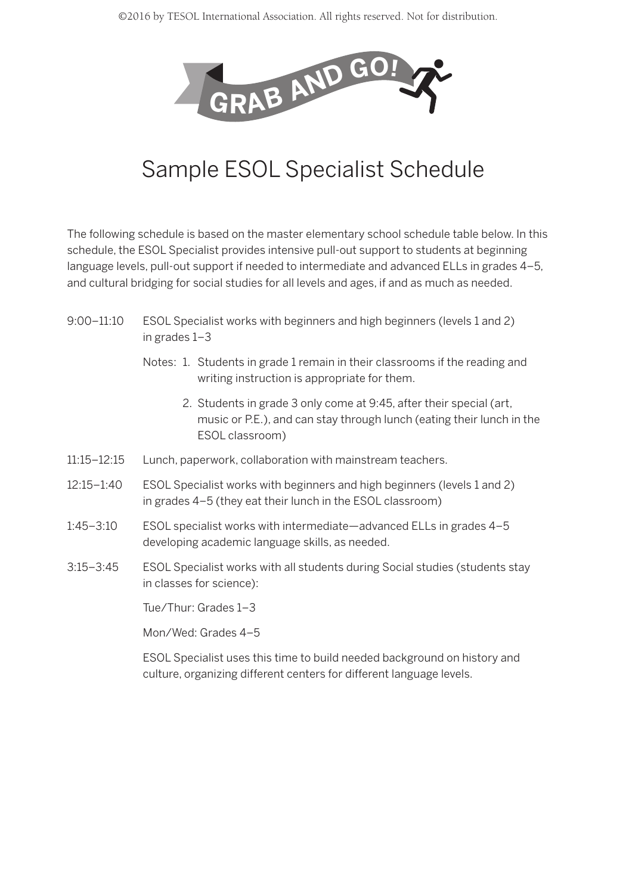GRAB AND GO!

# Sample ESOL Specialist Schedule

The following schedule is based on the master elementary school schedule table below. In this schedule, the ESOL Specialist provides intensive pull-out support to students at beginning language levels, pull-out support if needed to intermediate and advanced ELLs in grades 4–5, and cultural bridging for social studies for all levels and ages, if and as much as needed.

**9:00–11:10** ESOL Specialist works with beginners and high beginners (levels 1 and 2) in grades 1–3

Notes:

1. Students in grade 1 remain in their classrooms if the reading and writing instruction is appropriate for them.
2. Students in grade 3 only come at 9:45, after their special (art, music or P.E.), and can stay through lunch (eating their lunch in the ESOL classroom)

**11:15–12:15** Lunch, paperwork, collaboration with mainstream teachers.

**12:15–1:40** ESOL Specialist works with beginners and high beginners (levels 1 and 2) in grades 4–5 (they eat their lunch in the ESOL classroom)

**1:45–3:10** ESOL specialist works with intermediate—advanced ELLs in grades 4–5 developing academic language skills, as needed.

**3:15–3:45** ESOL Specialist works with all students during Social studies (students stay in classes for science):

Tue/Thur: Grades 1–3

Mon/Wed: Grades 4–5

ESOL Specialist uses this time to build needed background on history and culture, organizing different centers for different language levels.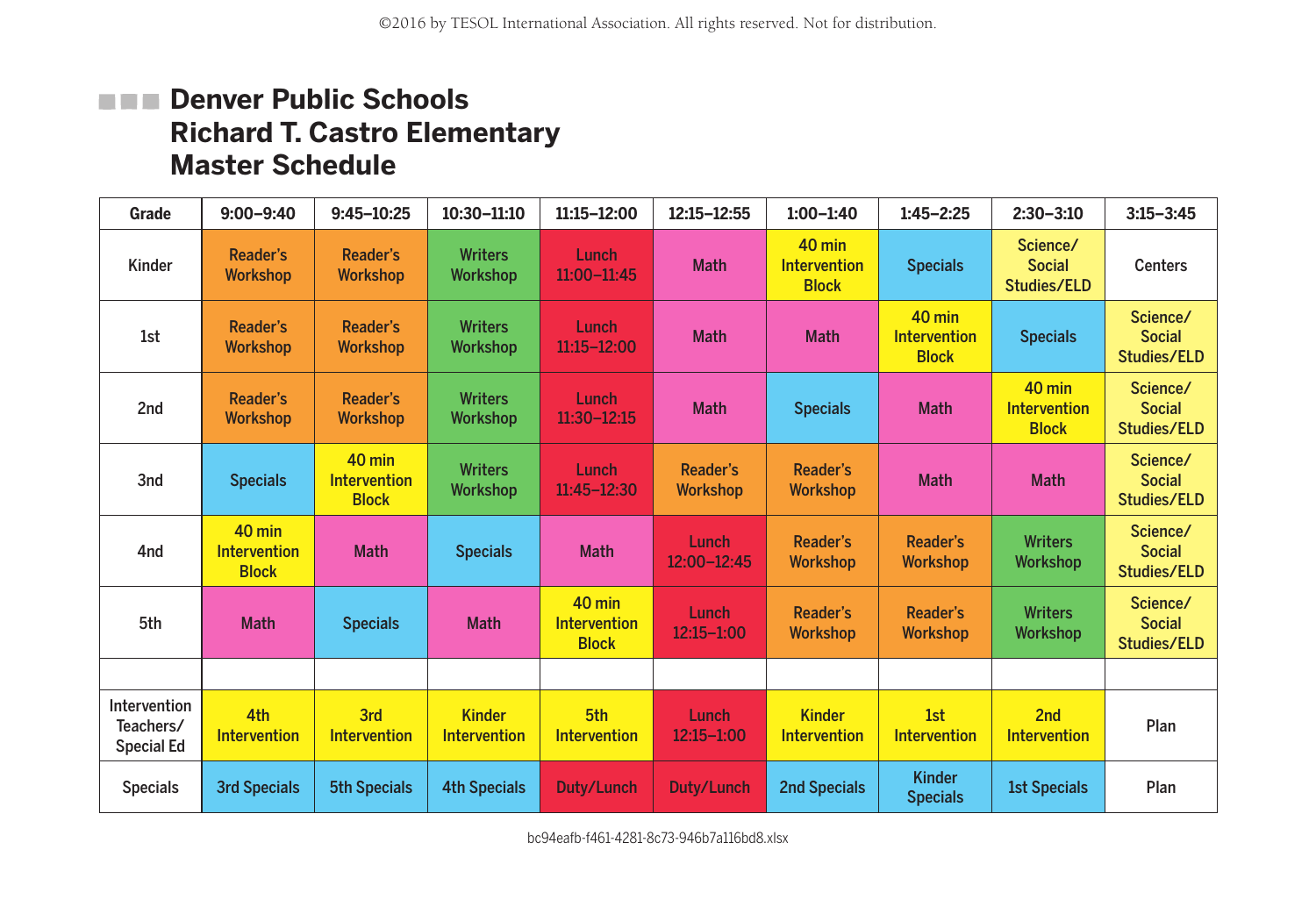# Denver Public Schools
# Richard T. Castro Elementary
# Master Schedule

| Grade | 9:00–9:40 | 9:45–10:25 | 10:30–11:10 | 11:15–12:00 | 12:15–12:55 | 1:00–1:40 | 1:45–2:25 | 2:30–3:10 | 3:15–3:45 |
|---|---|---|---|---|---|---|---|---|---|
| Kinder | Reader's Workshop | Reader's Workshop | Writers Workshop | Lunch 11:00–11:45 | Math | 40 min Intervention Block | Specials | Science/ Social Studies/ELD | Centers |
| 1st | Reader's Workshop | Reader's Workshop | Writers Workshop | Lunch 11:15–12:00 | Math | Math | 40 min Intervention Block | Specials | Science/ Social Studies/ELD |
| 2nd | Reader's Workshop | Reader's Workshop | Writers Workshop | Lunch 11:30–12:15 | Math | Specials | Math | 40 min Intervention Block | Science/ Social Studies/ELD |
| 3nd | Specials | 40 min Intervention Block | Writers Workshop | Lunch 11:45–12:30 | Reader's Workshop | Reader's Workshop | Math | Math | Science/ Social Studies/ELD |
| 4nd | 40 min Intervention Block | Math | Specials | Math | Lunch 12:00–12:45 | Reader's Workshop | Reader's Workshop | Writers Workshop | Science/ Social Studies/ELD |
| 5th | Math | Specials | Math | 40 min Intervention Block | Lunch 12:15–1:00 | Reader's Workshop | Reader's Workshop | Writers Workshop | Science/ Social Studies/ELD |
| | | | | | | | | | |
| Intervention Teachers/ Special Ed | 4th Intervention | 3rd Intervention | Kinder Intervention | 5th Intervention | Lunch 12:15–1:00 | Kinder Intervention | 1st Intervention | 2nd Intervention | Plan |
| Specials | 3rd Specials | 5th Specials | 4th Specials | Duty/Lunch | Duty/Lunch | 2nd Specials | Kinder Specials | 1st Specials | Plan |

bc94eafb-f461-4281-8c73-946b7a116bd8.xlsx